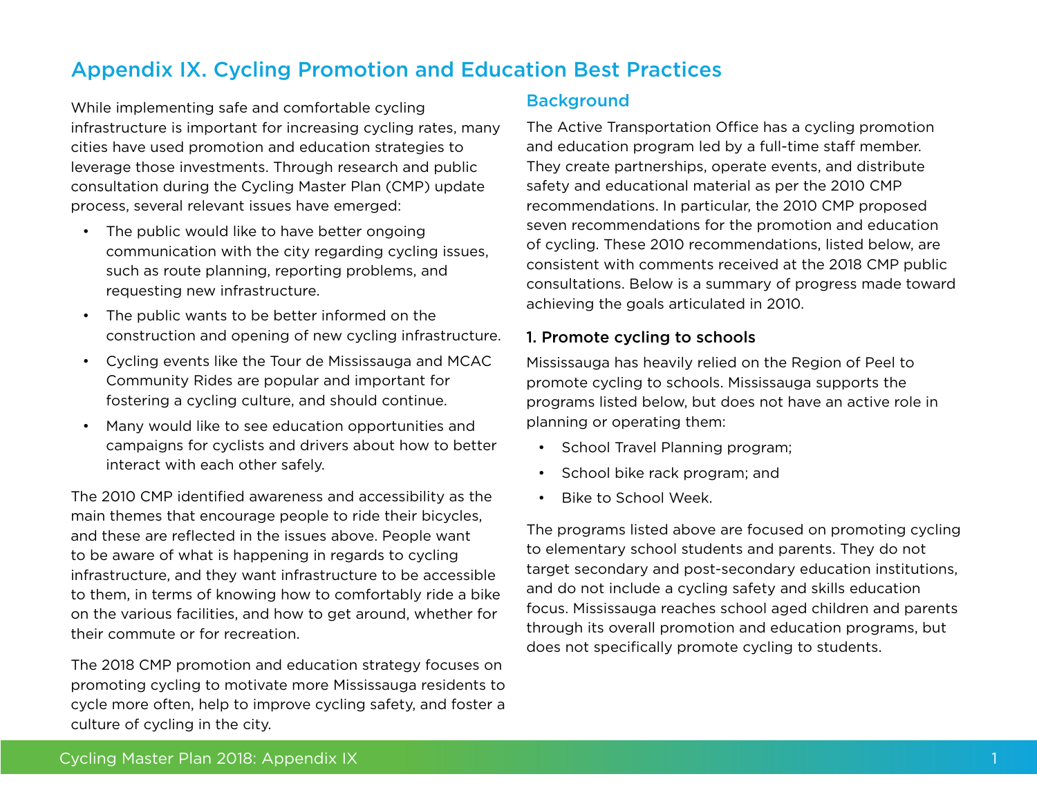# Appendix IX. Cycling Promotion and Education Best Practices

While implementing safe and comfortable cycling infrastructure is important for increasing cycling rates, many cities have used promotion and education strategies to leverage those investments. Through research and public consultation during the Cycling Master Plan (CMP) update process, several relevant issues have emerged:

- The public would like to have better ongoing communication with the city regarding cycling issues, such as route planning, reporting problems, and requesting new infrastructure.
- The public wants to be better informed on the construction and opening of new cycling infrastructure.
- Cycling events like the Tour de Mississauga and MCAC Community Rides are popular and important for fostering a cycling culture, and should continue.
- Many would like to see education opportunities and campaigns for cyclists and drivers about how to better interact with each other safely.

The 2010 CMP identified awareness and accessibility as the main themes that encourage people to ride their bicycles, and these are reflected in the issues above. People want to be aware of what is happening in regards to cycling infrastructure, and they want infrastructure to be accessible to them, in terms of knowing how to comfortably ride a bike on the various facilities, and how to get around, whether for their commute or for recreation.

The 2018 CMP promotion and education strategy focuses on promoting cycling to motivate more Mississauga residents to cycle more often, help to improve cycling safety, and foster a culture of cycling in the city.

## Background

The Active Transportation Office has a cycling promotion and education program led by a full-time staff member. They create partnerships, operate events, and distribute safety and educational material as per the 2010 CMP recommendations. In particular, the 2010 CMP proposed seven recommendations for the promotion and education of cycling. These 2010 recommendations, listed below, are consistent with comments received at the 2018 CMP public consultations. Below is a summary of progress made toward achieving the goals articulated in 2010.

### 1. Promote cycling to schools

Mississauga has heavily relied on the Region of Peel to promote cycling to schools. Mississauga supports the programs listed below, but does not have an active role in planning or operating them:

- School Travel Planning program;
- School bike rack program; and
- Bike to School Week.

The programs listed above are focused on promoting cycling to elementary school students and parents. They do not target secondary and post-secondary education institutions, and do not include a cycling safety and skills education focus. Mississauga reaches school aged children and parents through its overall promotion and education programs, but does not specifically promote cycling to students.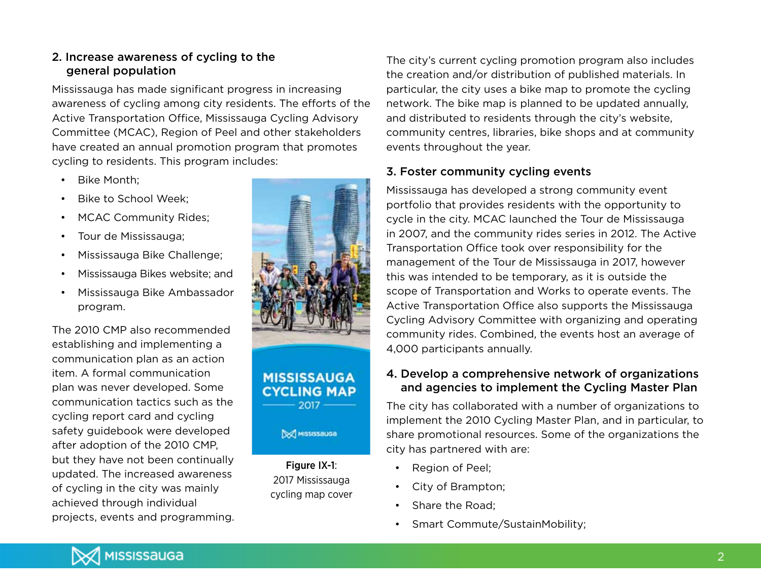## 2. Increase awareness of cycling to the general population

Mississauga has made significant progress in increasing awareness of cycling among city residents. The efforts of the Active Transportation Office, Mississauga Cycling Advisory Committee (MCAC), Region of Peel and other stakeholders have created an annual promotion program that promotes cycling to residents. This program includes:

- Bike Month;
- Bike to School Week;
- MCAC Community Rides;
- Tour de Mississauga;
- Mississauga Bike Challenge;
- Mississauga Bikes website; and
- Mississauga Bike Ambassador program.

The 2010 CMP also recommended establishing and implementing a communication plan as an action item. A formal communication plan was never developed. Some communication tactics such as the cycling report card and cycling safety guidebook were developed after adoption of the 2010 CMP, but they have not been continually updated. The increased awareness of cycling in the city was mainly achieved through individual projects, events and programming.

**Figure IX-1**: 2017 Mississauga cycling map cover

The city's current cycling promotion program also includes the creation and/or distribution of published materials. In particular, the city uses a bike map to promote the cycling network. The bike map is planned to be updated annually, and distributed to residents through the city's website, community centres, libraries, bike shops and at community events throughout the year.

## 3. Foster community cycling events

Mississauga has developed a strong community event portfolio that provides residents with the opportunity to cycle in the city. MCAC launched the Tour de Mississauga in 2007, and the community rides series in 2012. The Active Transportation Office took over responsibility for the management of the Tour de Mississauga in 2017, however this was intended to be temporary, as it is outside the scope of Transportation and Works to operate events. The Active Transportation Office also supports the Mississauga Cycling Advisory Committee with organizing and operating community rides. Combined, the events host an average of 4,000 participants annually.

## 4. Develop a comprehensive network of organizations and agencies to implement the Cycling Master Plan

The city has collaborated with a number of organizations to implement the 2010 Cycling Master Plan, and in particular, to share promotional resources. Some of the organizations the city has partnered with are:

- Region of Peel;
- City of Brampton;
- Share the Road;
- Smart Commute/SustainMobility;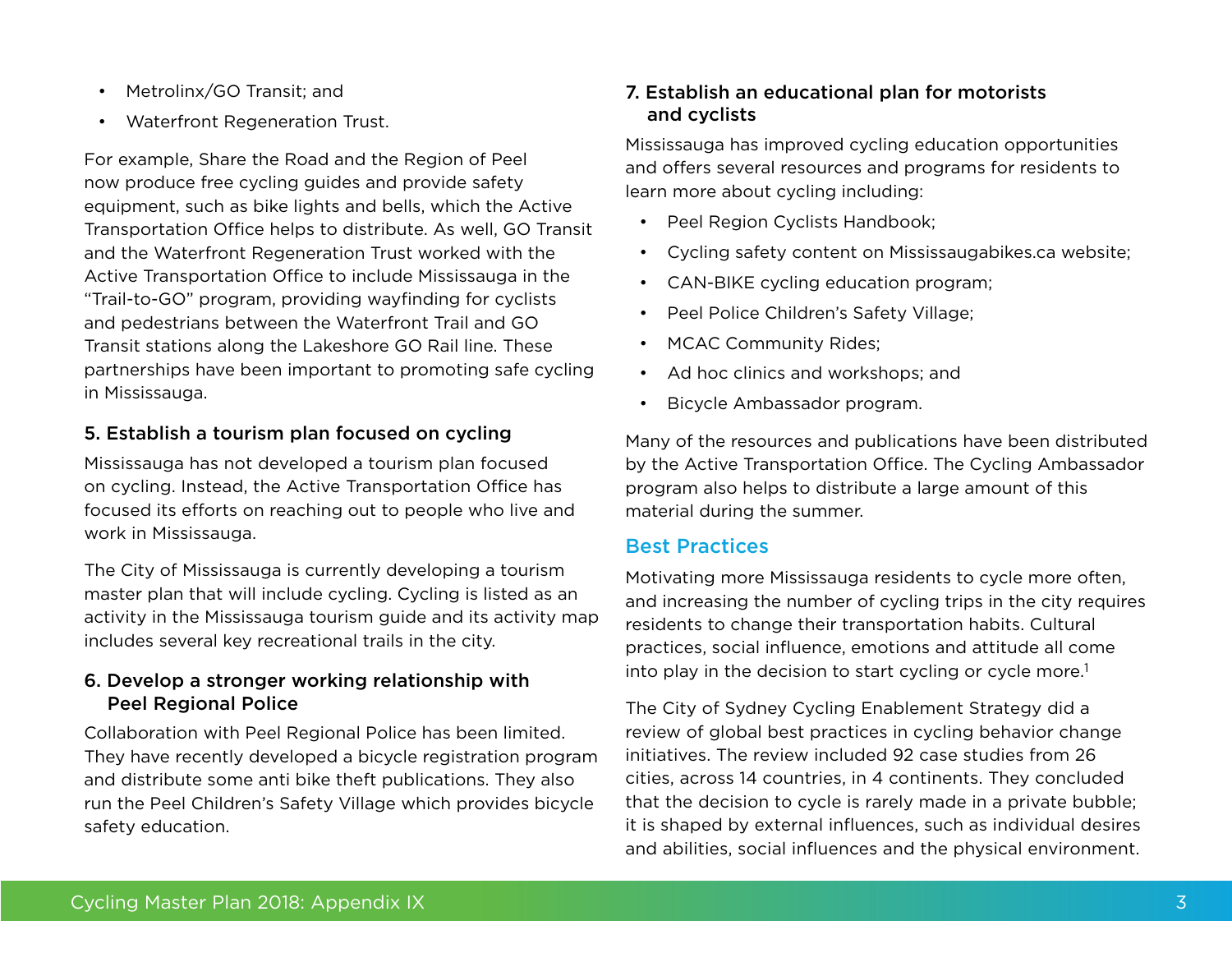- Metrolinx/GO Transit; and
- Waterfront Regeneration Trust.

For example, Share the Road and the Region of Peel now produce free cycling guides and provide safety equipment, such as bike lights and bells, which the Active Transportation Office helps to distribute. As well, GO Transit and the Waterfront Regeneration Trust worked with the Active Transportation Office to include Mississauga in the "Trail-to-GO" program, providing wayfinding for cyclists and pedestrians between the Waterfront Trail and GO Transit stations along the Lakeshore GO Rail line. These partnerships have been important to promoting safe cycling in Mississauga.

### 5. Establish a tourism plan focused on cycling

Mississauga has not developed a tourism plan focused on cycling. Instead, the Active Transportation Office has focused its efforts on reaching out to people who live and work in Mississauga.

The City of Mississauga is currently developing a tourism master plan that will include cycling. Cycling is listed as an activity in the Mississauga tourism guide and its activity map includes several key recreational trails in the city.

### 6. Develop a stronger working relationship with Peel Regional Police

Collaboration with Peel Regional Police has been limited. They have recently developed a bicycle registration program and distribute some anti bike theft publications. They also run the Peel Children's Safety Village which provides bicycle safety education.

### 7. Establish an educational plan for motorists and cyclists

Mississauga has improved cycling education opportunities and offers several resources and programs for residents to learn more about cycling including:

- Peel Region Cyclists Handbook;
- Cycling safety content on Mississaugabikes.ca website;
- CAN-BIKE cycling education program;
- Peel Police Children's Safety Village;
- MCAC Community Rides;
- Ad hoc clinics and workshops; and
- Bicycle Ambassador program.

Many of the resources and publications have been distributed by the Active Transportation Office. The Cycling Ambassador program also helps to distribute a large amount of this material during the summer.

## Best Practices

Motivating more Mississauga residents to cycle more often, and increasing the number of cycling trips in the city requires residents to change their transportation habits. Cultural practices, social influence, emotions and attitude all come into play in the decision to start cycling or cycle more.[1]

The City of Sydney Cycling Enablement Strategy did a review of global best practices in cycling behavior change initiatives. The review included 92 case studies from 26 cities, across 14 countries, in 4 continents. They concluded that the decision to cycle is rarely made in a private bubble; it is shaped by external influences, such as individual desires and abilities, social influences and the physical environment.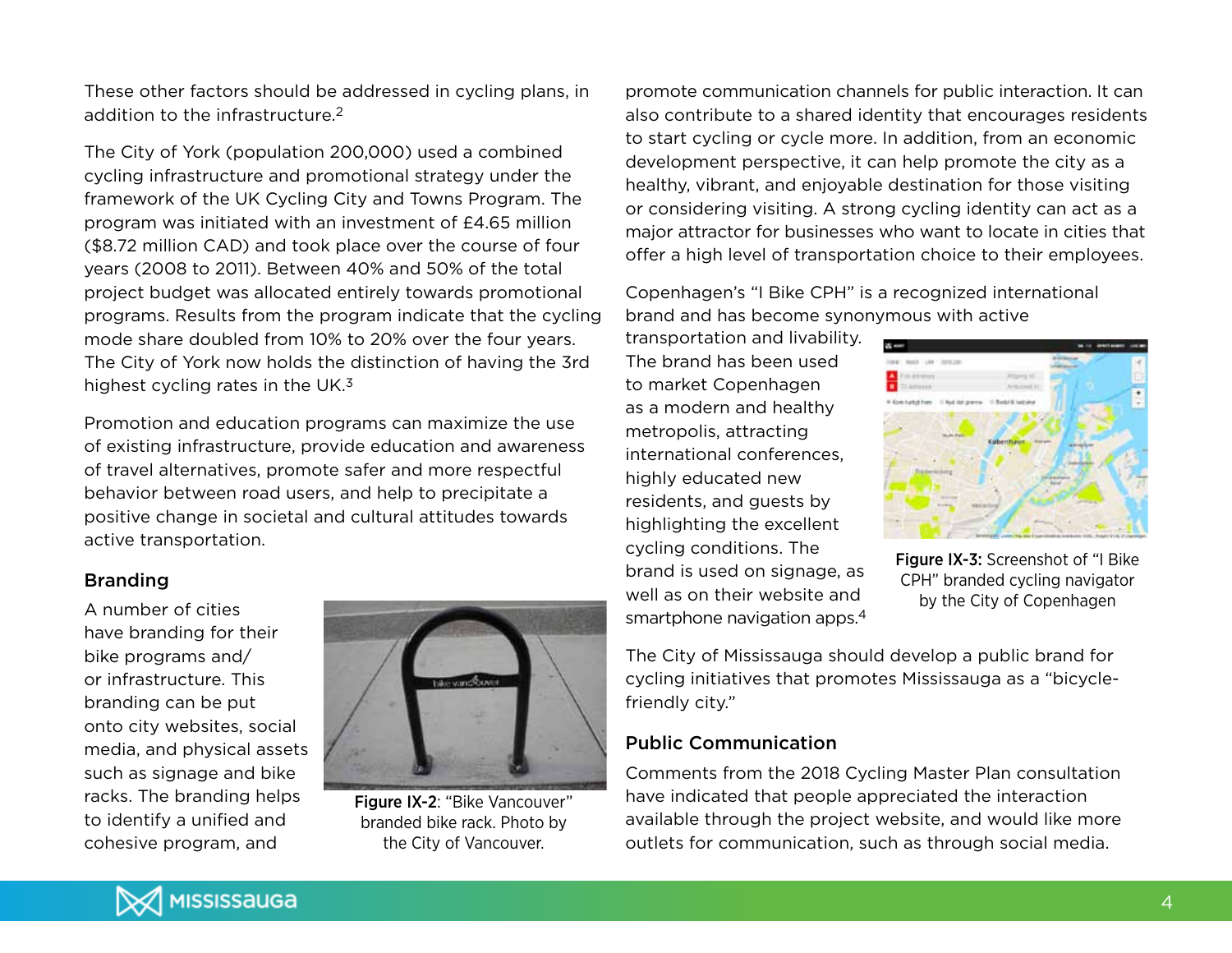These other factors should be addressed in cycling plans, in addition to the infrastructure.[2]

The City of York (population 200,000) used a combined cycling infrastructure and promotional strategy under the framework of the UK Cycling City and Towns Program. The program was initiated with an investment of £4.65 million ($8.72 million CAD) and took place over the course of four years (2008 to 2011). Between 40% and 50% of the total project budget was allocated entirely towards promotional programs. Results from the program indicate that the cycling mode share doubled from 10% to 20% over the four years. The City of York now holds the distinction of having the 3rd highest cycling rates in the UK.[3]

Promotion and education programs can maximize the use of existing infrastructure, provide education and awareness of travel alternatives, promote safer and more respectful behavior between road users, and help to precipitate a positive change in societal and cultural attitudes towards active transportation.

### Branding

A number of cities have branding for their bike programs and/or infrastructure. This branding can be put onto city websites, social media, and physical assets such as signage and bike racks. The branding helps to identify a unified and cohesive program, and promote communication channels for public interaction. It can also contribute to a shared identity that encourages residents to start cycling or cycle more. In addition, from an economic development perspective, it can help promote the city as a healthy, vibrant, and enjoyable destination for those visiting or considering visiting. A strong cycling identity can act as a major attractor for businesses who want to locate in cities that offer a high level of transportation choice to their employees.

**Figure IX-2**: "Bike Vancouver" branded bike rack. Photo by the City of Vancouver.

Copenhagen's "I Bike CPH" is a recognized international brand and has become synonymous with active transportation and livability. The brand has been used to market Copenhagen as a modern and healthy metropolis, attracting international conferences, highly educated new residents, and guests by highlighting the excellent cycling conditions. The brand is used on signage, as well as on their website and smartphone navigation apps.[4]

**Figure IX-3:** Screenshot of "I Bike CPH" branded cycling navigator by the City of Copenhagen

The City of Mississauga should develop a public brand for cycling initiatives that promotes Mississauga as a "bicycle-friendly city."

### Public Communication

Comments from the 2018 Cycling Master Plan consultation have indicated that people appreciated the interaction available through the project website, and would like more outlets for communication, such as through social media.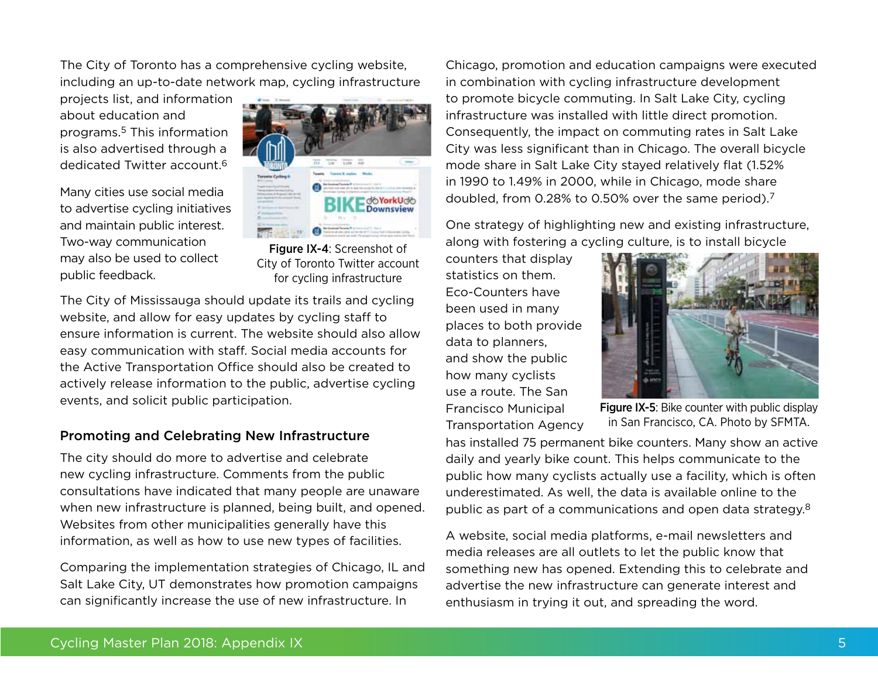The City of Toronto has a comprehensive cycling website, including an up-to-date network map, cycling infrastructure projects list, and information about education and programs.[5] This information is also advertised through a dedicated Twitter account.[6]

Many cities use social media to advertise cycling initiatives and maintain public interest. Two-way communication may also be used to collect public feedback.

**Figure IX-4**: Screenshot of City of Toronto Twitter account for cycling infrastructure

The City of Mississauga should update its trails and cycling website, and allow for easy updates by cycling staff to ensure information is current. The website should also allow easy communication with staff. Social media accounts for the Active Transportation Office should also be created to actively release information to the public, advertise cycling events, and solicit public participation.

### Promoting and Celebrating New Infrastructure

The city should do more to advertise and celebrate new cycling infrastructure. Comments from the public consultations have indicated that many people are unaware when new infrastructure is planned, being built, and opened. Websites from other municipalities generally have this information, as well as how to use new types of facilities.

Comparing the implementation strategies of Chicago, IL and Salt Lake City, UT demonstrates how promotion campaigns can significantly increase the use of new infrastructure. In Chicago, promotion and education campaigns were executed in combination with cycling infrastructure development to promote bicycle commuting. In Salt Lake City, cycling infrastructure was installed with little direct promotion. Consequently, the impact on commuting rates in Salt Lake City was less significant than in Chicago. The overall bicycle mode share in Salt Lake City stayed relatively flat (1.52% in 1990 to 1.49% in 2000, while in Chicago, mode share doubled, from 0.28% to 0.50% over the same period).[7]

One strategy of highlighting new and existing infrastructure, along with fostering a cycling culture, is to install bicycle counters that display statistics on them. Eco-Counters have been used in many places to both provide data to planners, and show the public how many cyclists use a route. The San Francisco Municipal Transportation Agency has installed 75 permanent bike counters. Many show an active daily and yearly bike count. This helps communicate to the public how many cyclists actually use a facility, which is often underestimated. As well, the data is available online to the public as part of a communications and open data strategy.[8]

**Figure IX-5**: Bike counter with public display in San Francisco, CA. Photo by SFMTA.

A website, social media platforms, e-mail newsletters and media releases are all outlets to let the public know that something new has opened. Extending this to celebrate and advertise the new infrastructure can generate interest and enthusiasm in trying it out, and spreading the word.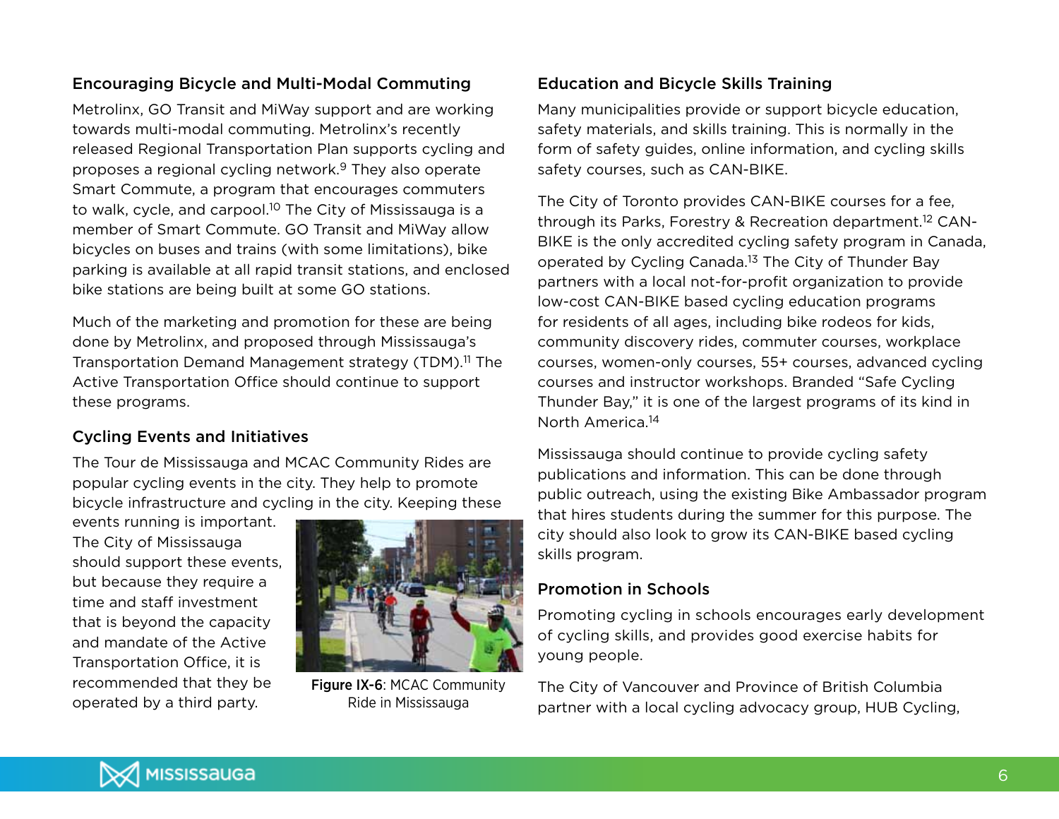### Encouraging Bicycle and Multi-Modal Commuting

Metrolinx, GO Transit and MiWay support and are working towards multi-modal commuting. Metrolinx's recently released Regional Transportation Plan supports cycling and proposes a regional cycling network.[9] They also operate Smart Commute, a program that encourages commuters to walk, cycle, and carpool.[10] The City of Mississauga is a member of Smart Commute. GO Transit and MiWay allow bicycles on buses and trains (with some limitations), bike parking is available at all rapid transit stations, and enclosed bike stations are being built at some GO stations.

Much of the marketing and promotion for these are being done by Metrolinx, and proposed through Mississauga's Transportation Demand Management strategy (TDM).[11] The Active Transportation Office should continue to support these programs.

### Cycling Events and Initiatives

The Tour de Mississauga and MCAC Community Rides are popular cycling events in the city. They help to promote bicycle infrastructure and cycling in the city. Keeping these events running is important. The City of Mississauga should support these events, but because they require a time and staff investment that is beyond the capacity and mandate of the Active Transportation Office, it is recommended that they be operated by a third party.

**Figure IX-6**: MCAC Community Ride in Mississauga

### Education and Bicycle Skills Training

Many municipalities provide or support bicycle education, safety materials, and skills training. This is normally in the form of safety guides, online information, and cycling skills safety courses, such as CAN-BIKE.

The City of Toronto provides CAN-BIKE courses for a fee, through its Parks, Forestry & Recreation department.[12] CAN-BIKE is the only accredited cycling safety program in Canada, operated by Cycling Canada.[13] The City of Thunder Bay partners with a local not-for-profit organization to provide low-cost CAN-BIKE based cycling education programs for residents of all ages, including bike rodeos for kids, community discovery rides, commuter courses, workplace courses, women-only courses, 55+ courses, advanced cycling courses and instructor workshops. Branded "Safe Cycling Thunder Bay," it is one of the largest programs of its kind in North America.[14]

Mississauga should continue to provide cycling safety publications and information. This can be done through public outreach, using the existing Bike Ambassador program that hires students during the summer for this purpose. The city should also look to grow its CAN-BIKE based cycling skills program.

### Promotion in Schools

Promoting cycling in schools encourages early development of cycling skills, and provides good exercise habits for young people.

The City of Vancouver and Province of British Columbia partner with a local cycling advocacy group, HUB Cycling,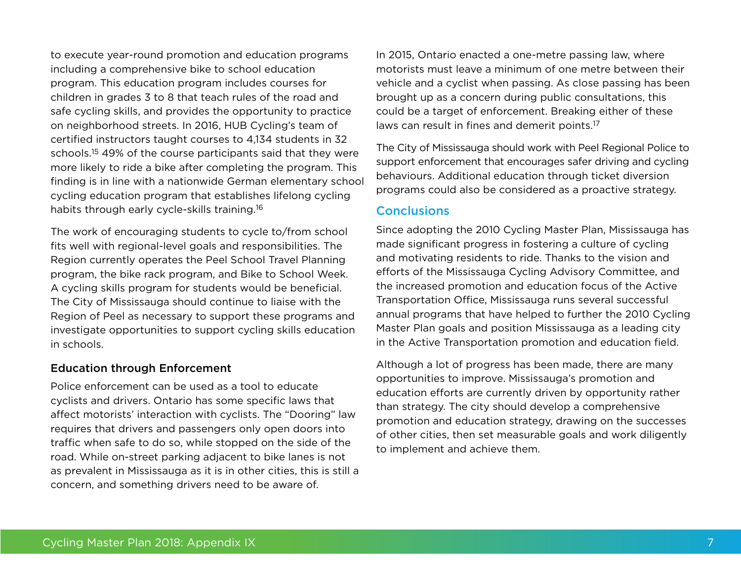to execute year-round promotion and education programs including a comprehensive bike to school education program. This education program includes courses for children in grades 3 to 8 that teach rules of the road and safe cycling skills, and provides the opportunity to practice on neighborhood streets. In 2016, HUB Cycling's team of certified instructors taught courses to 4,134 students in 32 schools.[15] 49% of the course participants said that they were more likely to ride a bike after completing the program. This finding is in line with a nationwide German elementary school cycling education program that establishes lifelong cycling habits through early cycle-skills training.[16]

The work of encouraging students to cycle to/from school fits well with regional-level goals and responsibilities. The Region currently operates the Peel School Travel Planning program, the bike rack program, and Bike to School Week. A cycling skills program for students would be beneficial. The City of Mississauga should continue to liaise with the Region of Peel as necessary to support these programs and investigate opportunities to support cycling skills education in schools.

### Education through Enforcement

Police enforcement can be used as a tool to educate cyclists and drivers. Ontario has some specific laws that affect motorists' interaction with cyclists. The "Dooring" law requires that drivers and passengers only open doors into traffic when safe to do so, while stopped on the side of the road. While on-street parking adjacent to bike lanes is not as prevalent in Mississauga as it is in other cities, this is still a concern, and something drivers need to be aware of.

In 2015, Ontario enacted a one-metre passing law, where motorists must leave a minimum of one metre between their vehicle and a cyclist when passing. As close passing has been brought up as a concern during public consultations, this could be a target of enforcement. Breaking either of these laws can result in fines and demerit points.[17]

The City of Mississauga should work with Peel Regional Police to support enforcement that encourages safer driving and cycling behaviours. Additional education through ticket diversion programs could also be considered as a proactive strategy.

## Conclusions

Since adopting the 2010 Cycling Master Plan, Mississauga has made significant progress in fostering a culture of cycling and motivating residents to ride. Thanks to the vision and efforts of the Mississauga Cycling Advisory Committee, and the increased promotion and education focus of the Active Transportation Office, Mississauga runs several successful annual programs that have helped to further the 2010 Cycling Master Plan goals and position Mississauga as a leading city in the Active Transportation promotion and education field.

Although a lot of progress has been made, there are many opportunities to improve. Mississauga's promotion and education efforts are currently driven by opportunity rather than strategy. The city should develop a comprehensive promotion and education strategy, drawing on the successes of other cities, then set measurable goals and work diligently to implement and achieve them.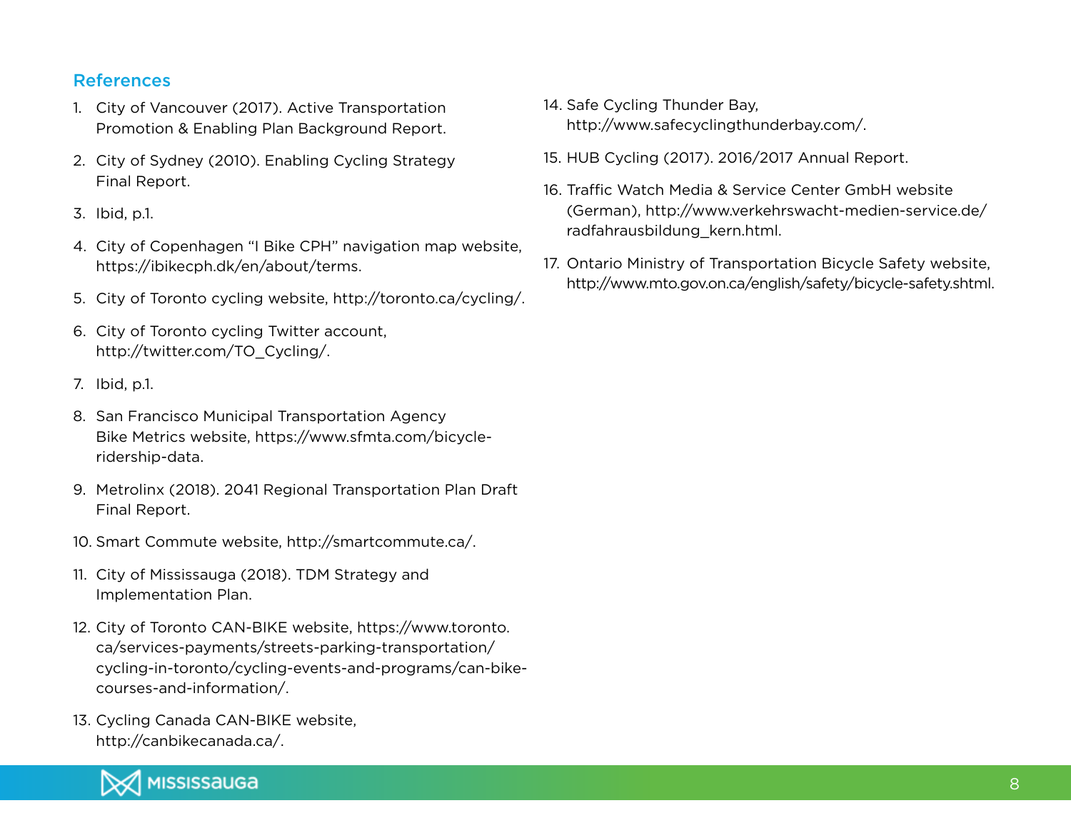## References

1. City of Vancouver (2017). Active Transportation Promotion & Enabling Plan Background Report.
2. City of Sydney (2010). Enabling Cycling Strategy Final Report.
3. Ibid, p.1.
4. City of Copenhagen "I Bike CPH" navigation map website, https://ibikecph.dk/en/about/terms.
5. City of Toronto cycling website, http://toronto.ca/cycling/.
6. City of Toronto cycling Twitter account, http://twitter.com/TO_Cycling/.
7. Ibid, p.1.
8. San Francisco Municipal Transportation Agency Bike Metrics website, https://www.sfmta.com/bicycle-ridership-data.
9. Metrolinx (2018). 2041 Regional Transportation Plan Draft Final Report.
10. Smart Commute website, http://smartcommute.ca/.
11. City of Mississauga (2018). TDM Strategy and Implementation Plan.
12. City of Toronto CAN-BIKE website, https://www.toronto.ca/services-payments/streets-parking-transportation/cycling-in-toronto/cycling-events-and-programs/can-bike-courses-and-information/.
13. Cycling Canada CAN-BIKE website, http://canbikecanada.ca/.
14. Safe Cycling Thunder Bay, http://www.safecyclingthunderbay.com/.
15. HUB Cycling (2017). 2016/2017 Annual Report.
16. Traffic Watch Media & Service Center GmbH website (German), http://www.verkehrswacht-medien-service.de/radfahrausbildung_kern.html.
17. Ontario Ministry of Transportation Bicycle Safety website, http://www.mto.gov.on.ca/english/safety/bicycle-safety.shtml.